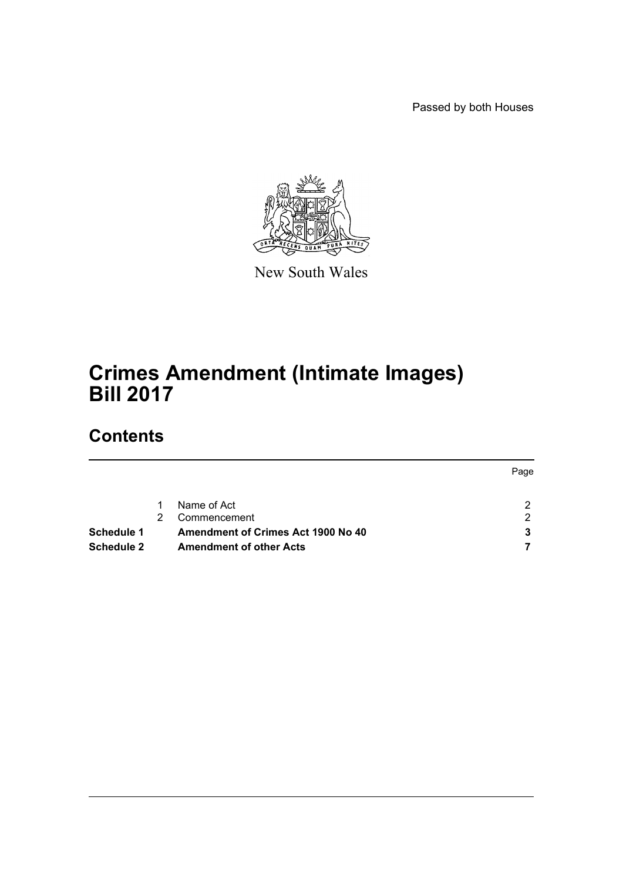Passed by both Houses

New South Wales

# Crimes Amendment (Intimate Images) Bill 2017

## Contents

| | | | Page |
|---|---|---|---|
| | 1 | Name of Act | 2 |
| | 2 | Commencement | 2 |
| **Schedule 1** | | **Amendment of Crimes Act 1900 No 40** | **3** |
| **Schedule 2** | | **Amendment of other Acts** | **7** |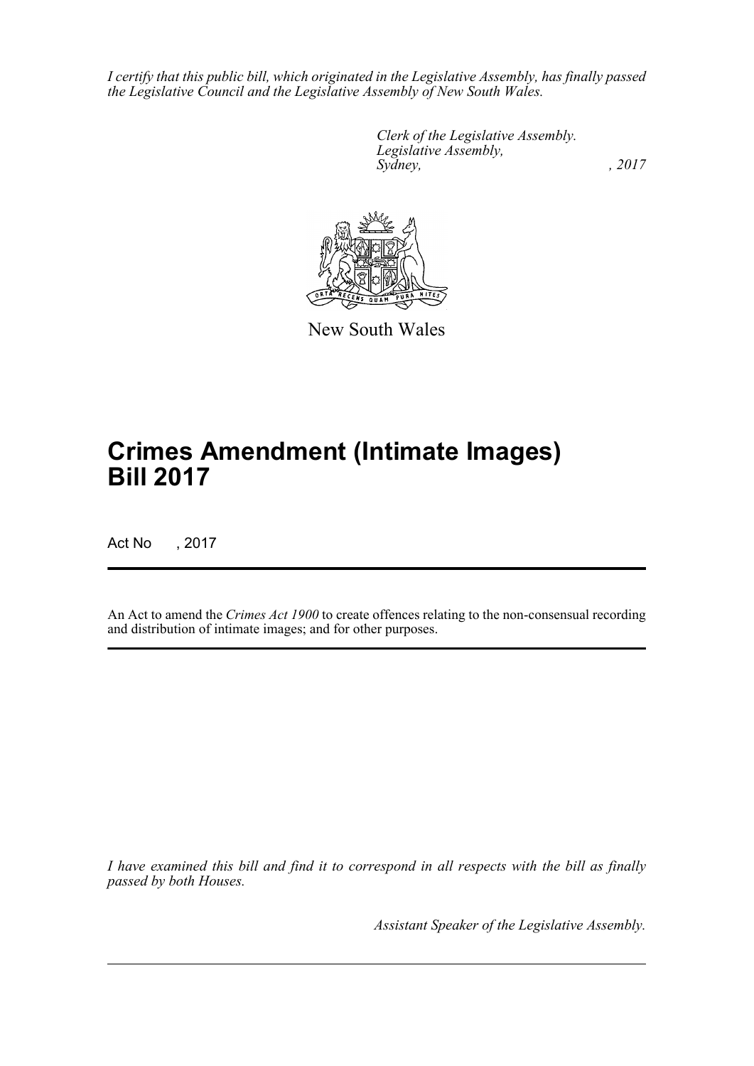*I certify that this public bill, which originated in the Legislative Assembly, has finally passed the Legislative Council and the Legislative Assembly of New South Wales.*

*Clerk of the Legislative Assembly.*
*Legislative Assembly,*
*Sydney, , 2017*

New South Wales

# Crimes Amendment (Intimate Images) Bill 2017

Act No , 2017

An Act to amend the *Crimes Act 1900* to create offences relating to the non-consensual recording and distribution of intimate images; and for other purposes.

*I have examined this bill and find it to correspond in all respects with the bill as finally passed by both Houses.*

*Assistant Speaker of the Legislative Assembly.*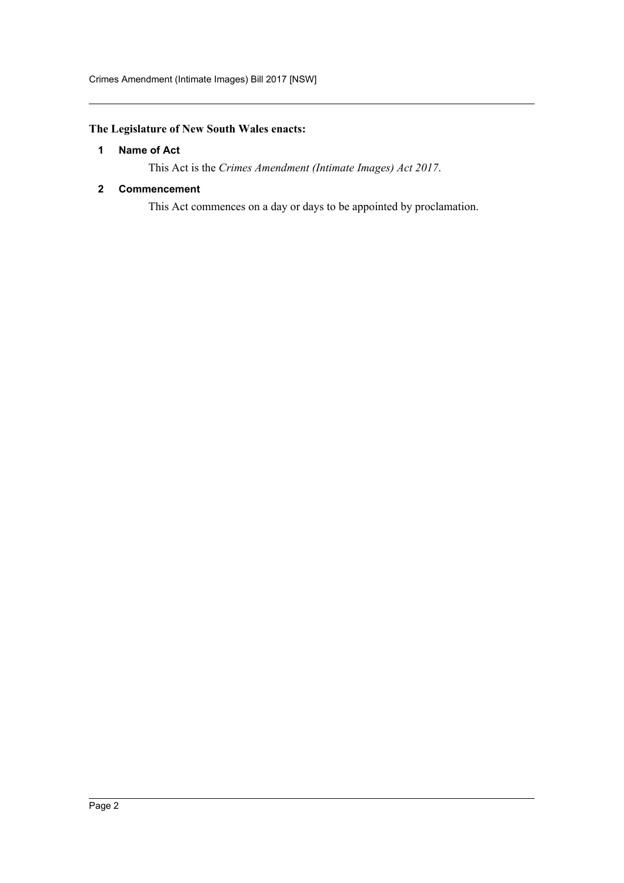**The Legislature of New South Wales enacts:**

**1 Name of Act**

This Act is the *Crimes Amendment (Intimate Images) Act 2017*.

**2 Commencement**

This Act commences on a day or days to be appointed by proclamation.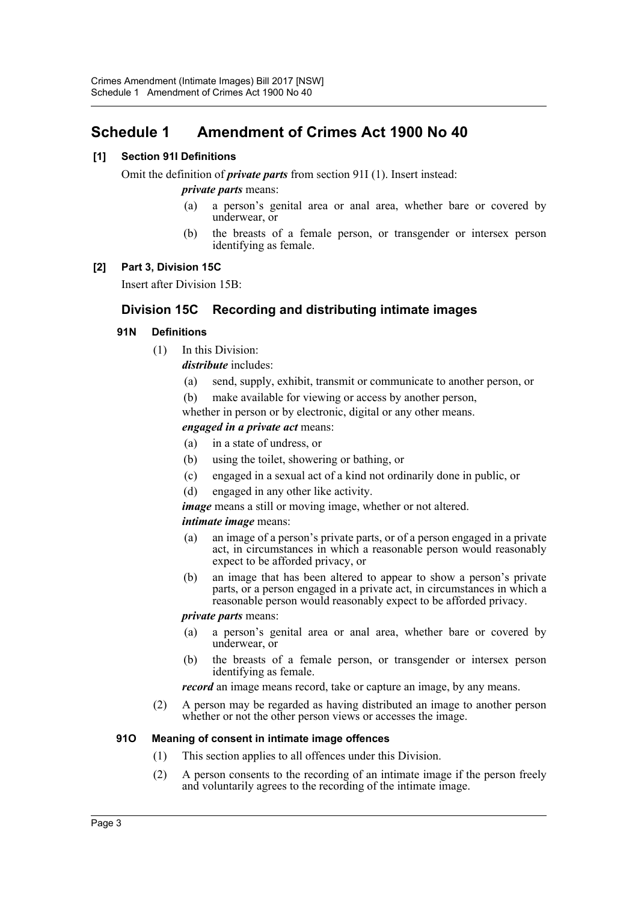# Schedule 1 Amendment of Crimes Act 1900 No 40

**[1] Section 91I Definitions**

Omit the definition of ***private parts*** from section 91I (1). Insert instead:

***private parts*** means:

(a) a person's genital area or anal area, whether bare or covered by underwear, or

(b) the breasts of a female person, or transgender or intersex person identifying as female.

**[2] Part 3, Division 15C**

Insert after Division 15B:

## Division 15C Recording and distributing intimate images

### 91N Definitions

(1) In this Division:

***distribute*** includes:

(a) send, supply, exhibit, transmit or communicate to another person, or

(b) make available for viewing or access by another person,

whether in person or by electronic, digital or any other means.

***engaged in a private act*** means:

(a) in a state of undress, or

(b) using the toilet, showering or bathing, or

(c) engaged in a sexual act of a kind not ordinarily done in public, or

(d) engaged in any other like activity.

***image*** means a still or moving image, whether or not altered.

***intimate image*** means:

(a) an image of a person's private parts, or of a person engaged in a private act, in circumstances in which a reasonable person would reasonably expect to be afforded privacy, or

(b) an image that has been altered to appear to show a person's private parts, or a person engaged in a private act, in circumstances in which a reasonable person would reasonably expect to be afforded privacy.

***private parts*** means:

(a) a person's genital area or anal area, whether bare or covered by underwear, or

(b) the breasts of a female person, or transgender or intersex person identifying as female.

***record*** an image means record, take or capture an image, by any means.

(2) A person may be regarded as having distributed an image to another person whether or not the other person views or accesses the image.

### 91O Meaning of consent in intimate image offences

(1) This section applies to all offences under this Division.

(2) A person consents to the recording of an intimate image if the person freely and voluntarily agrees to the recording of the intimate image.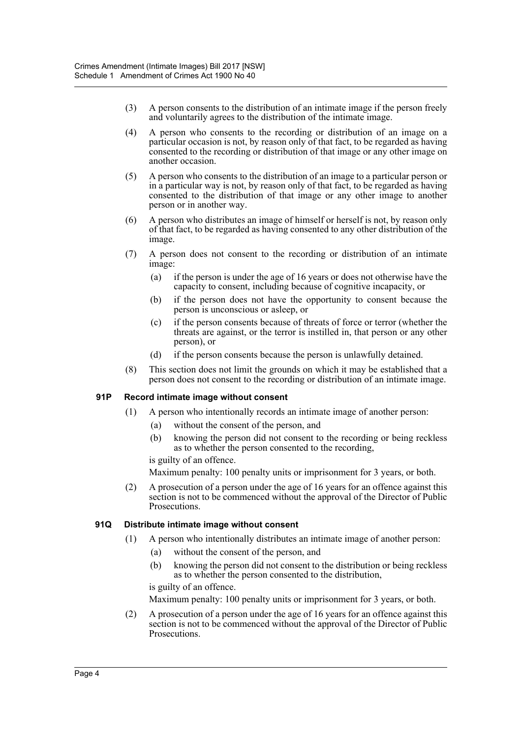(3) A person consents to the distribution of an intimate image if the person freely and voluntarily agrees to the distribution of the intimate image.

(4) A person who consents to the recording or distribution of an image on a particular occasion is not, by reason only of that fact, to be regarded as having consented to the recording or distribution of that image or any other image on another occasion.

(5) A person who consents to the distribution of an image to a particular person or in a particular way is not, by reason only of that fact, to be regarded as having consented to the distribution of that image or any other image to another person or in another way.

(6) A person who distributes an image of himself or herself is not, by reason only of that fact, to be regarded as having consented to any other distribution of the image.

(7) A person does not consent to the recording or distribution of an intimate image:

- (a) if the person is under the age of 16 years or does not otherwise have the capacity to consent, including because of cognitive incapacity, or
- (b) if the person does not have the opportunity to consent because the person is unconscious or asleep, or
- (c) if the person consents because of threats of force or terror (whether the threats are against, or the terror is instilled in, that person or any other person), or
- (d) if the person consents because the person is unlawfully detained.

(8) This section does not limit the grounds on which it may be established that a person does not consent to the recording or distribution of an intimate image.

**91P Record intimate image without consent**

(1) A person who intentionally records an intimate image of another person:

- (a) without the consent of the person, and
- (b) knowing the person did not consent to the recording or being reckless as to whether the person consented to the recording,

is guilty of an offence.

Maximum penalty: 100 penalty units or imprisonment for 3 years, or both.

(2) A prosecution of a person under the age of 16 years for an offence against this section is not to be commenced without the approval of the Director of Public Prosecutions.

**91Q Distribute intimate image without consent**

(1) A person who intentionally distributes an intimate image of another person:

- (a) without the consent of the person, and
- (b) knowing the person did not consent to the distribution or being reckless as to whether the person consented to the distribution,

is guilty of an offence.

Maximum penalty: 100 penalty units or imprisonment for 3 years, or both.

(2) A prosecution of a person under the age of 16 years for an offence against this section is not to be commenced without the approval of the Director of Public Prosecutions.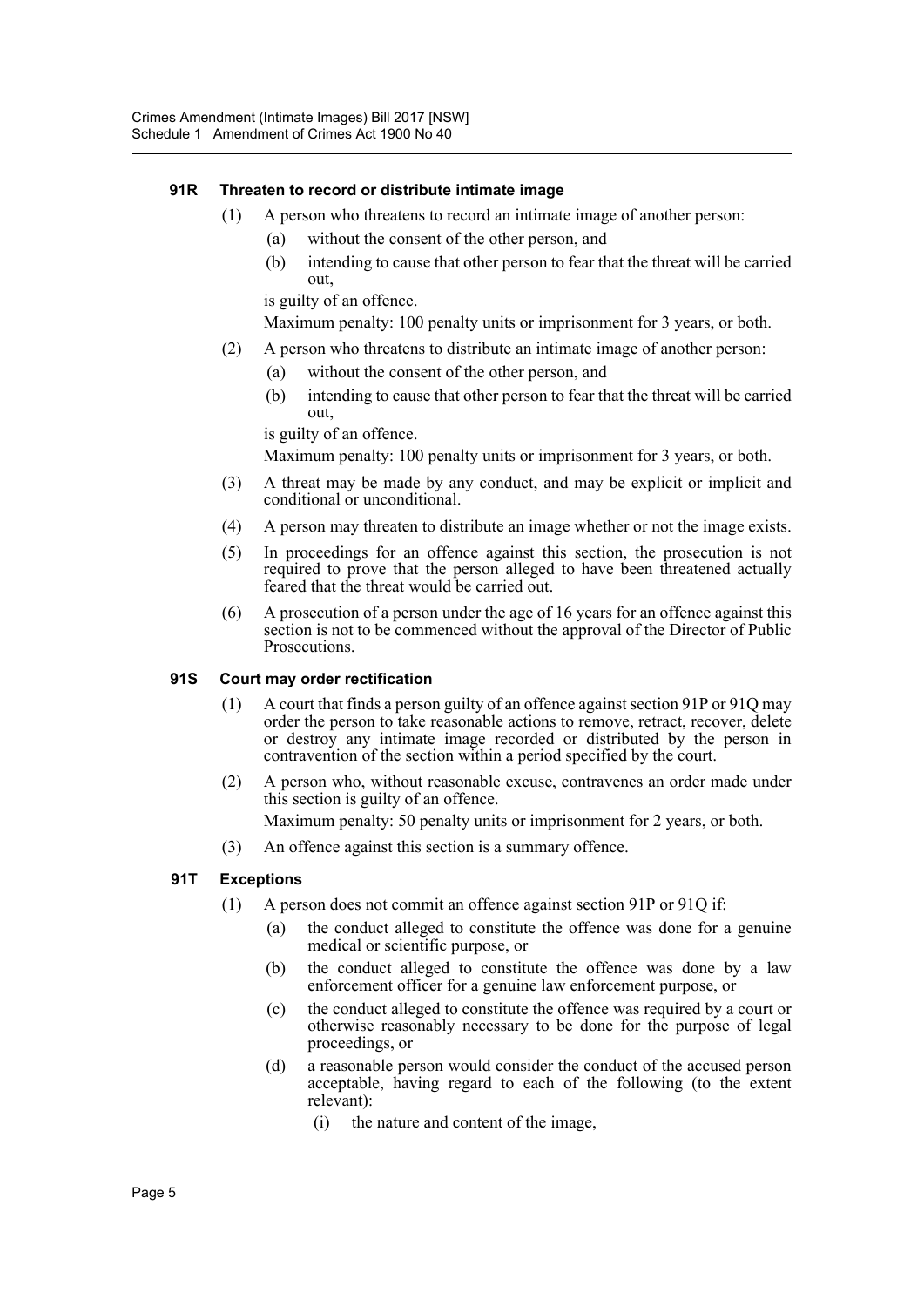### 91R Threaten to record or distribute intimate image

(1) A person who threatens to record an intimate image of another person:

- (a) without the consent of the other person, and
- (b) intending to cause that other person to fear that the threat will be carried out,

is guilty of an offence.

Maximum penalty: 100 penalty units or imprisonment for 3 years, or both.

(2) A person who threatens to distribute an intimate image of another person:

- (a) without the consent of the other person, and
- (b) intending to cause that other person to fear that the threat will be carried out,

is guilty of an offence.

Maximum penalty: 100 penalty units or imprisonment for 3 years, or both.

(3) A threat may be made by any conduct, and may be explicit or implicit and conditional or unconditional.

(4) A person may threaten to distribute an image whether or not the image exists.

(5) In proceedings for an offence against this section, the prosecution is not required to prove that the person alleged to have been threatened actually feared that the threat would be carried out.

(6) A prosecution of a person under the age of 16 years for an offence against this section is not to be commenced without the approval of the Director of Public Prosecutions.

### 91S Court may order rectification

(1) A court that finds a person guilty of an offence against section 91P or 91Q may order the person to take reasonable actions to remove, retract, recover, delete or destroy any intimate image recorded or distributed by the person in contravention of the section within a period specified by the court.

(2) A person who, without reasonable excuse, contravenes an order made under this section is guilty of an offence.

Maximum penalty: 50 penalty units or imprisonment for 2 years, or both.

(3) An offence against this section is a summary offence.

### 91T Exceptions

(1) A person does not commit an offence against section 91P or 91Q if:

- (a) the conduct alleged to constitute the offence was done for a genuine medical or scientific purpose, or
- (b) the conduct alleged to constitute the offence was done by a law enforcement officer for a genuine law enforcement purpose, or
- (c) the conduct alleged to constitute the offence was required by a court or otherwise reasonably necessary to be done for the purpose of legal proceedings, or
- (d) a reasonable person would consider the conduct of the accused person acceptable, having regard to each of the following (to the extent relevant):
  - (i) the nature and content of the image,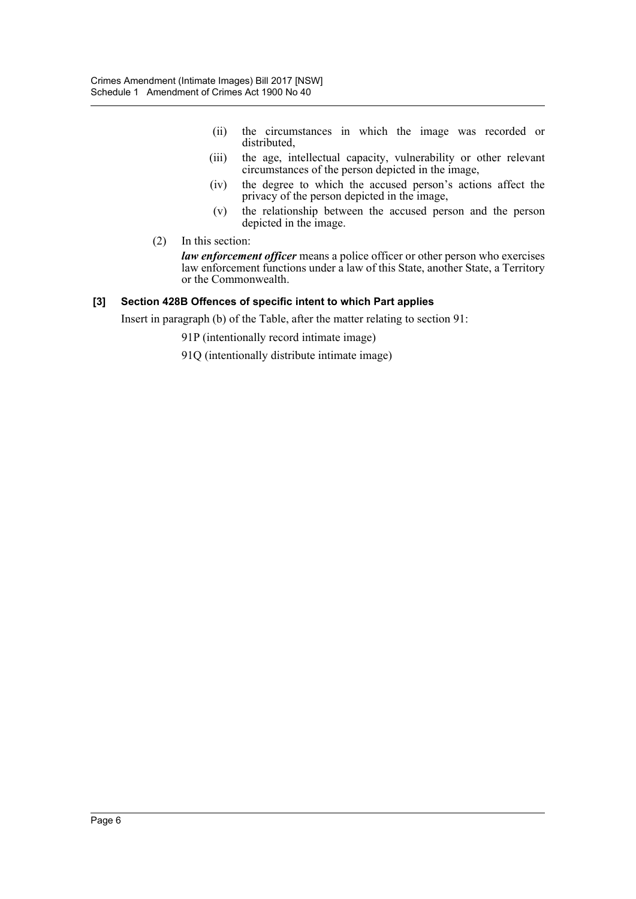(ii) the circumstances in which the image was recorded or distributed,

(iii) the age, intellectual capacity, vulnerability or other relevant circumstances of the person depicted in the image,

(iv) the degree to which the accused person's actions affect the privacy of the person depicted in the image,

(v) the relationship between the accused person and the person depicted in the image.

(2) In this section:

***law enforcement officer*** means a police officer or other person who exercises law enforcement functions under a law of this State, another State, a Territory or the Commonwealth.

### [3] Section 428B Offences of specific intent to which Part applies

Insert in paragraph (b) of the Table, after the matter relating to section 91:

91P (intentionally record intimate image)

91Q (intentionally distribute intimate image)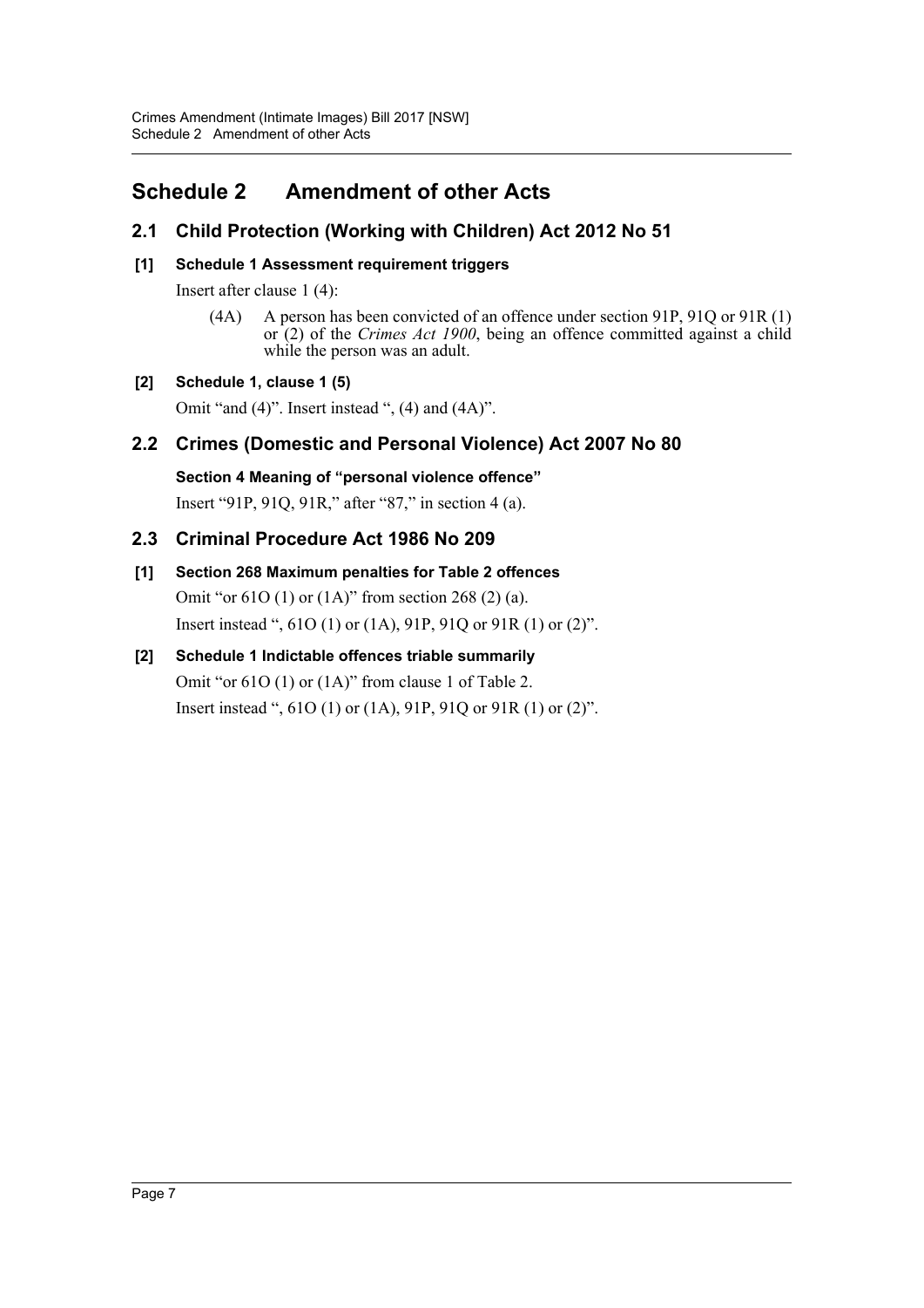# Schedule 2 Amendment of other Acts

## 2.1 Child Protection (Working with Children) Act 2012 No 51

### [1] Schedule 1 Assessment requirement triggers

Insert after clause 1 (4):

> (4A) A person has been convicted of an offence under section 91P, 91Q or 91R (1) or (2) of the *Crimes Act 1900*, being an offence committed against a child while the person was an adult.

### [2] Schedule 1, clause 1 (5)

Omit "and (4)". Insert instead ", (4) and (4A)".

## 2.2 Crimes (Domestic and Personal Violence) Act 2007 No 80

### Section 4 Meaning of "personal violence offence"

Insert "91P, 91Q, 91R," after "87," in section 4 (a).

## 2.3 Criminal Procedure Act 1986 No 209

### [1] Section 268 Maximum penalties for Table 2 offences

Omit "or 61O (1) or (1A)" from section 268 (2) (a).

Insert instead ", 61O (1) or (1A), 91P, 91Q or 91R (1) or (2)".

### [2] Schedule 1 Indictable offences triable summarily

Omit "or 61O (1) or (1A)" from clause 1 of Table 2.

Insert instead ", 61O (1) or (1A), 91P, 91Q or 91R (1) or (2)".